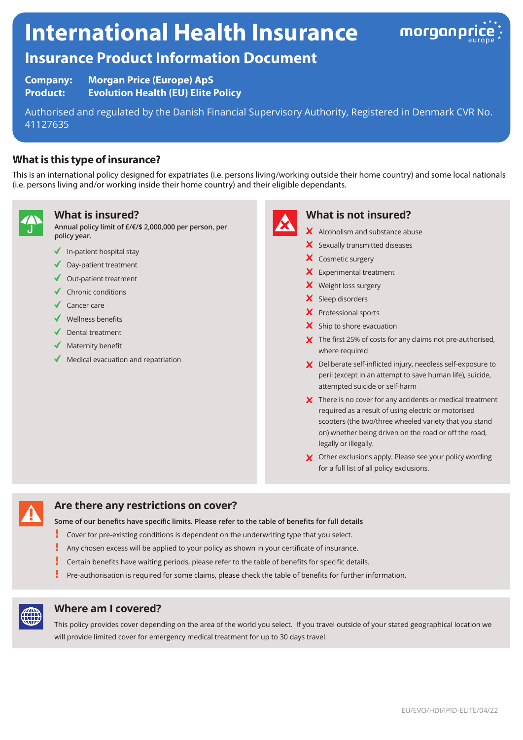# International Health Insurance

## Insurance Product Information Document

**Company:** Morgan Price (Europe) ApS
**Product:** Evolution Health (EU) Elite Policy

Authorised and regulated by the Danish Financial Supervisory Authority, Registered in Denmark CVR No. 41127635

### What is this type of insurance?

This is an international policy designed for expatriates (i.e. persons living/working outside their home country) and some local nationals (i.e. persons living and/or working inside their home country) and their eligible dependants.

### What is insured?

**Annual policy limit of £/€/$ 2,000,000 per person, per policy year.**

- ✓ In-patient hospital stay
- ✓ Day-patient treatment
- ✓ Out-patient treatment
- ✓ Chronic conditions
- ✓ Cancer care
- ✓ Wellness benefits
- ✓ Dental treatment
- ✓ Maternity benefit
- ✓ Medical evacuation and repatriation

### What is not insured?

- ✗ Alcoholism and substance abuse
- ✗ Sexually transmitted diseases
- ✗ Cosmetic surgery
- ✗ Experimental treatment
- ✗ Weight loss surgery
- ✗ Sleep disorders
- ✗ Professional sports
- ✗ Ship to shore evacuation
- ✗ The first 25% of costs for any claims not pre-authorised, where required
- ✗ Deliberate self-inflicted injury, needless self-exposure to peril (except in an attempt to save human life), suicide, attempted suicide or self-harm
- ✗ There is no cover for any accidents or medical treatment required as a result of using electric or motorised scooters (the two/three wheeled variety that you stand on) whether being driven on the road or off the road, legally or illegally.
- ✗ Other exclusions apply. Please see your policy wording for a full list of all policy exclusions.

### Are there any restrictions on cover?

**Some of our benefits have specific limits. Please refer to the table of benefits for full details**

- ! Cover for pre-existing conditions is dependent on the underwriting type that you select.
- ! Any chosen excess will be applied to your policy as shown in your certificate of insurance.
- ! Certain benefits have waiting periods, please refer to the table of benefits for specific details.
- ! Pre-authorisation is required for some claims, please check the table of benefits for further information.

### Where am I covered?

This policy provides cover depending on the area of the world you select. If you travel outside of your stated geographical location we will provide limited cover for emergency medical treatment for up to 30 days travel.

EU/EVO/HDI/IPID-ELITE/04/22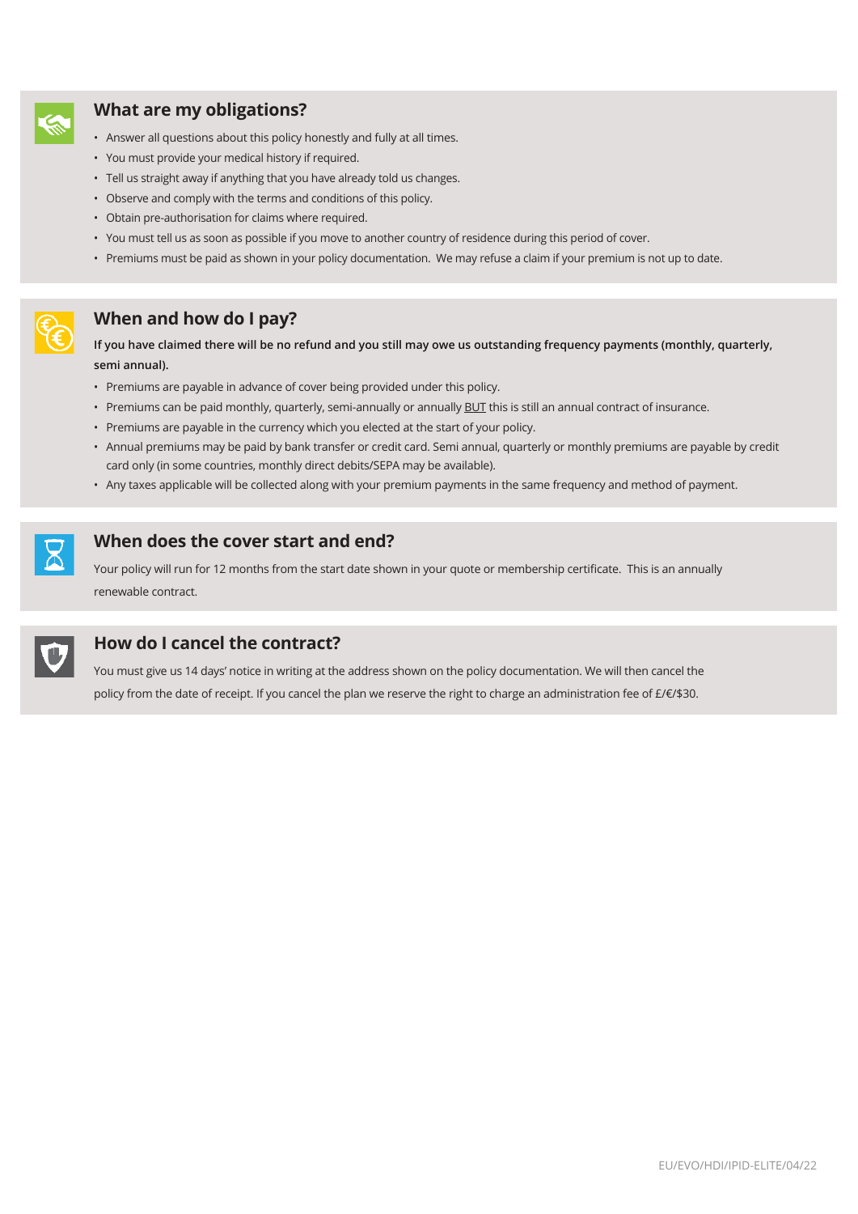## What are my obligations?

- Answer all questions about this policy honestly and fully at all times.
- You must provide your medical history if required.
- Tell us straight away if anything that you have already told us changes.
- Observe and comply with the terms and conditions of this policy.
- Obtain pre-authorisation for claims where required.
- You must tell us as soon as possible if you move to another country of residence during this period of cover.
- Premiums must be paid as shown in your policy documentation. We may refuse a claim if your premium is not up to date.

## When and how do I pay?

**If you have claimed there will be no refund and you still may owe us outstanding frequency payments (monthly, quarterly, semi annual).**

- Premiums are payable in advance of cover being provided under this policy.
- Premiums can be paid monthly, quarterly, semi-annually or annually BUT this is still an annual contract of insurance.
- Premiums are payable in the currency which you elected at the start of your policy.
- Annual premiums may be paid by bank transfer or credit card. Semi annual, quarterly or monthly premiums are payable by credit card only (in some countries, monthly direct debits/SEPA may be available).
- Any taxes applicable will be collected along with your premium payments in the same frequency and method of payment.

## When does the cover start and end?

Your policy will run for 12 months from the start date shown in your quote or membership certificate. This is an annually renewable contract.

## How do I cancel the contract?

You must give us 14 days' notice in writing at the address shown on the policy documentation. We will then cancel the policy from the date of receipt. If you cancel the plan we reserve the right to charge an administration fee of £/€/$30.

EU/EVO/HDI/IPID-ELITE/04/22